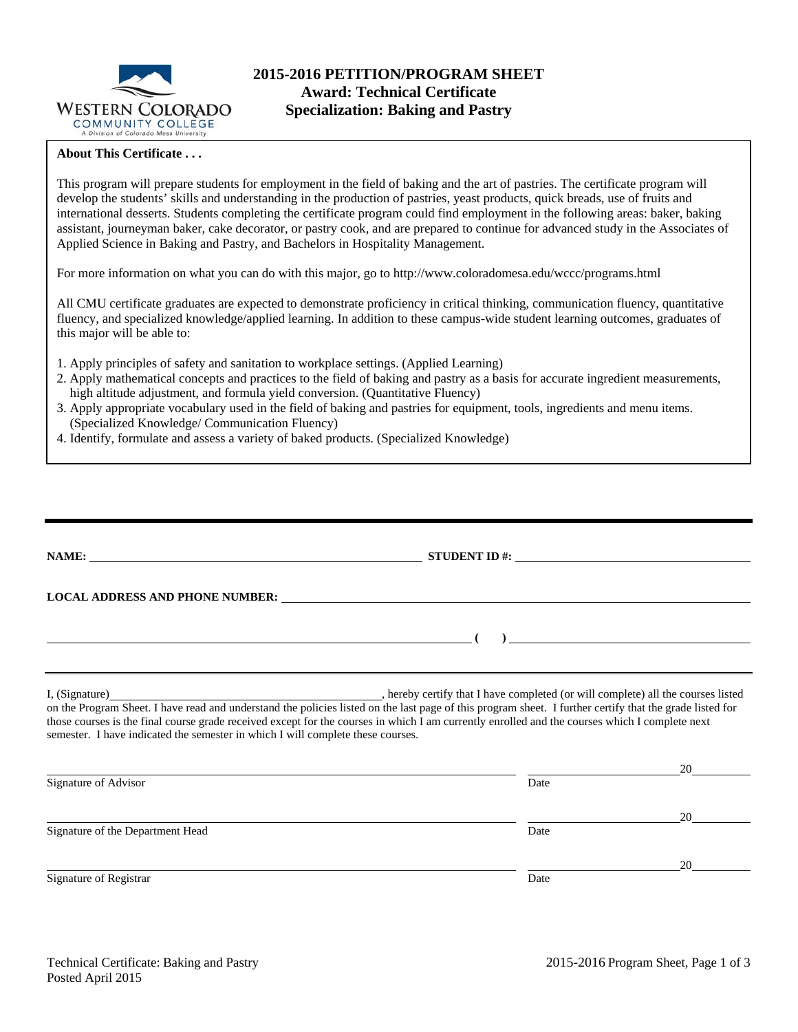# 2015-2016 PETITION/PROGRAM SHEET
## Award: Technical Certificate
## Specialization: Baking and Pastry

**About This Certificate . . .**

This program will prepare students for employment in the field of baking and the art of pastries. The certificate program will develop the students' skills and understanding in the production of pastries, yeast products, quick breads, use of fruits and international desserts. Students completing the certificate program could find employment in the following areas: baker, baking assistant, journeyman baker, cake decorator, or pastry cook, and are prepared to continue for advanced study in the Associates of Applied Science in Baking and Pastry, and Bachelors in Hospitality Management.

For more information on what you can do with this major, go to http://www.coloradomesa.edu/wccc/programs.html

All CMU certificate graduates are expected to demonstrate proficiency in critical thinking, communication fluency, quantitative fluency, and specialized knowledge/applied learning. In addition to these campus-wide student learning outcomes, graduates of this major will be able to:

1. Apply principles of safety and sanitation to workplace settings. (Applied Learning)
2. Apply mathematical concepts and practices to the field of baking and pastry as a basis for accurate ingredient measurements, high altitude adjustment, and formula yield conversion. (Quantitative Fluency)
3. Apply appropriate vocabulary used in the field of baking and pastries for equipment, tools, ingredients and menu items. (Specialized Knowledge/ Communication Fluency)
4. Identify, formulate and assess a variety of baked products. (Specialized Knowledge)

---

**NAME:** ______________________________ **STUDENT ID #:** ______________________________

**LOCAL ADDRESS AND PHONE NUMBER:** ______________________________

______________________________ **( )** ______________________________

---

I, (Signature)______________________________, hereby certify that I have completed (or will complete) all the courses listed on the Program Sheet. I have read and understand the policies listed on the last page of this program sheet. I further certify that the grade listed for those courses is the final course grade received except for the courses in which I am currently enrolled and the courses which I complete next semester. I have indicated the semester in which I will complete these courses.

______________________________ ______________20______
Signature of Advisor Date

______________________________ ______________20______
Signature of the Department Head Date

______________________________ ______________20______
Signature of Registrar Date

Technical Certificate: Baking and Pastry
Posted April 2015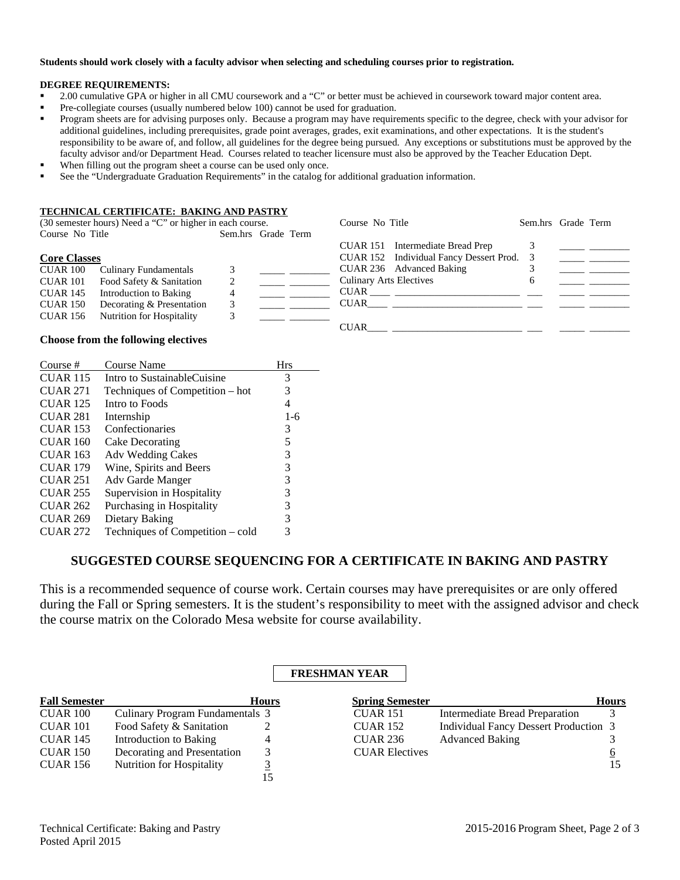**Students should work closely with a faculty advisor when selecting and scheduling courses prior to registration.**

**DEGREE REQUIREMENTS:**

- 2.00 cumulative GPA or higher in all CMU coursework and a "C" or better must be achieved in coursework toward major content area.
- Pre-collegiate courses (usually numbered below 100) cannot be used for graduation.
- Program sheets are for advising purposes only. Because a program may have requirements specific to the degree, check with your advisor for additional guidelines, including prerequisites, grade point averages, grades, exit examinations, and other expectations. It is the student's responsibility to be aware of, and follow, all guidelines for the degree being pursued. Any exceptions or substitutions must be approved by the faculty advisor and/or Department Head. Courses related to teacher licensure must also be approved by the Teacher Education Dept.
- When filling out the program sheet a course can be used only once.
- See the "Undergraduate Graduation Requirements" in the catalog for additional graduation information.

**TECHNICAL CERTIFICATE: BAKING AND PASTRY**

(30 semester hours) Need a "C" or higher in each course.

**Core Classes**

| Course No | Title | Sem.hrs | Grade | Term |
|---|---|---|---|---|
| CUAR 100 | Culinary Fundamentals | 3 | _____ | ________ |
| CUAR 101 | Food Safety & Sanitation | 2 | _____ | ________ |
| CUAR 145 | Introduction to Baking | 4 | _____ | ________ |
| CUAR 150 | Decorating & Presentation | 3 | _____ | ________ |
| CUAR 156 | Nutrition for Hospitality | 3 | _____ | ________ |
| CUAR 151 | Intermediate Bread Prep | 3 | _____ | ________ |
| CUAR 152 | Individual Fancy Dessert Prod. | 3 | _____ | ________ |
| CUAR 236 | Advanced Baking | 3 | _____ | ________ |
| Culinary Arts Electives | | 6 | | |
| CUAR ____ | ________________________ | ___ | _____ | ________ |
| CUAR ____ | ________________________ | ___ | _____ | ________ |
| CUAR ____ | ________________________ | ___ | _____ | ________ |

**Choose from the following electives**

| Course # | Course Name | Hrs |
|---|---|---|
| CUAR 115 | Intro to SustainableCuisine | 3 |
| CUAR 271 | Techniques of Competition – hot | 3 |
| CUAR 125 | Intro to Foods | 4 |
| CUAR 281 | Internship | 1-6 |
| CUAR 153 | Confectionaries | 3 |
| CUAR 160 | Cake Decorating | 5 |
| CUAR 163 | Adv Wedding Cakes | 3 |
| CUAR 179 | Wine, Spirits and Beers | 3 |
| CUAR 251 | Adv Garde Manger | 3 |
| CUAR 255 | Supervision in Hospitality | 3 |
| CUAR 262 | Purchasing in Hospitality | 3 |
| CUAR 269 | Dietary Baking | 3 |
| CUAR 272 | Techniques of Competition – cold | 3 |

## SUGGESTED COURSE SEQUENCING FOR A CERTIFICATE IN BAKING AND PASTRY

This is a recommended sequence of course work. Certain courses may have prerequisites or are only offered during the Fall or Spring semesters. It is the student's responsibility to meet with the assigned advisor and check the course matrix on the Colorado Mesa website for course availability.

### FRESHMAN YEAR

| Fall Semester | | Hours |
|---|---|---|
| CUAR 100 | Culinary Program Fundamentals | 3 |
| CUAR 101 | Food Safety & Sanitation | 2 |
| CUAR 145 | Introduction to Baking | 4 |
| CUAR 150 | Decorating and Presentation | 3 |
| CUAR 156 | Nutrition for Hospitality | 3 |
| | | 15 |

| Spring Semester | | Hours |
|---|---|---|
| CUAR 151 | Intermediate Bread Preparation | 3 |
| CUAR 152 | Individual Fancy Dessert Production | 3 |
| CUAR 236 | Advanced Baking | 3 |
| CUAR Electives | | 6 |
| | | 15 |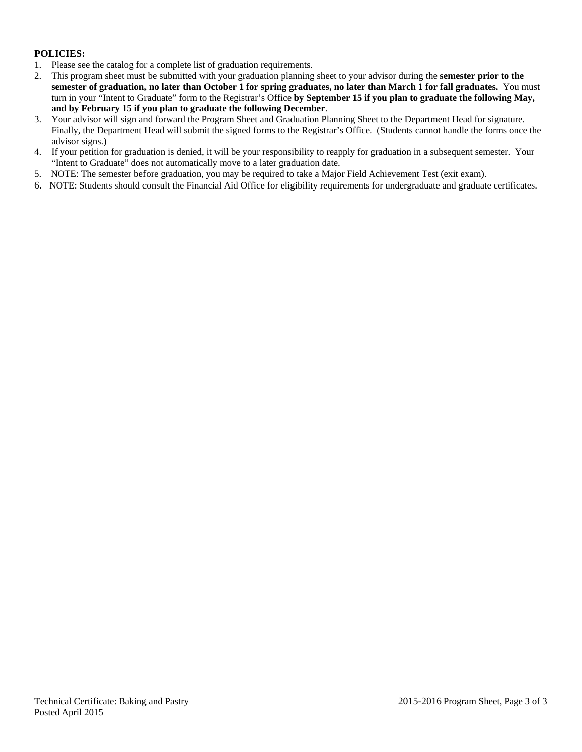**POLICIES:**

1. Please see the catalog for a complete list of graduation requirements.
2. This program sheet must be submitted with your graduation planning sheet to your advisor during the **semester prior to the semester of graduation, no later than October 1 for spring graduates, no later than March 1 for fall graduates.** You must turn in your "Intent to Graduate" form to the Registrar's Office **by September 15 if you plan to graduate the following May, and by February 15 if you plan to graduate the following December**.
3. Your advisor will sign and forward the Program Sheet and Graduation Planning Sheet to the Department Head for signature. Finally, the Department Head will submit the signed forms to the Registrar's Office. (Students cannot handle the forms once the advisor signs.)
4. If your petition for graduation is denied, it will be your responsibility to reapply for graduation in a subsequent semester. Your "Intent to Graduate" does not automatically move to a later graduation date.
5. NOTE: The semester before graduation, you may be required to take a Major Field Achievement Test (exit exam).
6. NOTE: Students should consult the Financial Aid Office for eligibility requirements for undergraduate and graduate certificates.